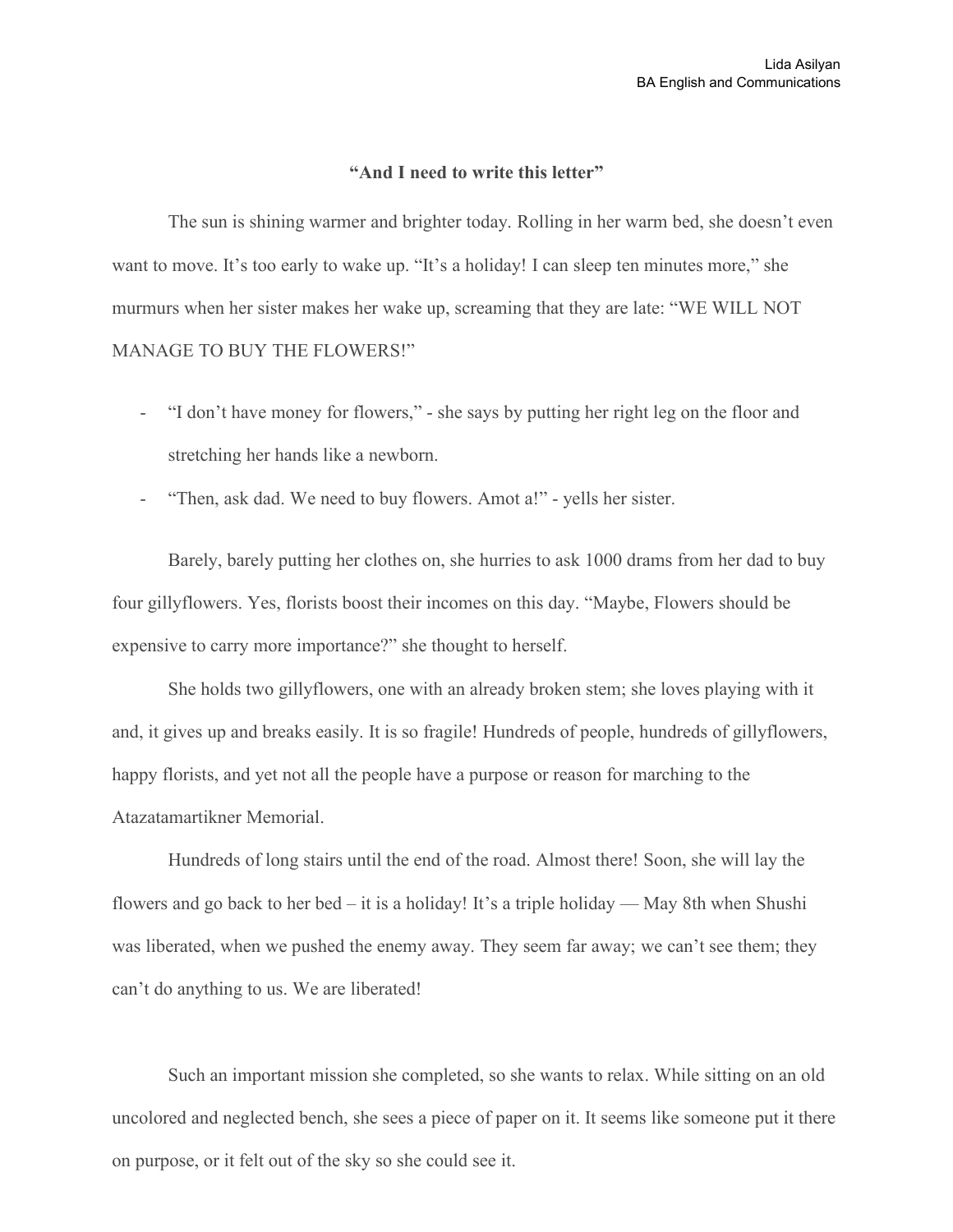Lida Asilyan
BA English and Communications

**"And I need to write this letter"**

The sun is shining warmer and brighter today. Rolling in her warm bed, she doesn't even want to move. It's too early to wake up. "It's a holiday! I can sleep ten minutes more," she murmurs when her sister makes her wake up, screaming that they are late: "WE WILL NOT MANAGE TO BUY THE FLOWERS!"

- "I don't have money for flowers," - she says by putting her right leg on the floor and stretching her hands like a newborn.
- "Then, ask dad. We need to buy flowers. Amot a!" - yells her sister.

Barely, barely putting her clothes on, she hurries to ask 1000 drams from her dad to buy four gillyflowers. Yes, florists boost their incomes on this day. "Maybe, Flowers should be expensive to carry more importance?" she thought to herself.

She holds two gillyflowers, one with an already broken stem; she loves playing with it and, it gives up and breaks easily. It is so fragile! Hundreds of people, hundreds of gillyflowers, happy florists, and yet not all the people have a purpose or reason for marching to the Atazatamartikner Memorial.

Hundreds of long stairs until the end of the road. Almost there! Soon, she will lay the flowers and go back to her bed – it is a holiday! It's a triple holiday — May 8th when Shushi was liberated, when we pushed the enemy away. They seem far away; we can't see them; they can't do anything to us. We are liberated!

Such an important mission she completed, so she wants to relax. While sitting on an old uncolored and neglected bench, she sees a piece of paper on it. It seems like someone put it there on purpose, or it felt out of the sky so she could see it.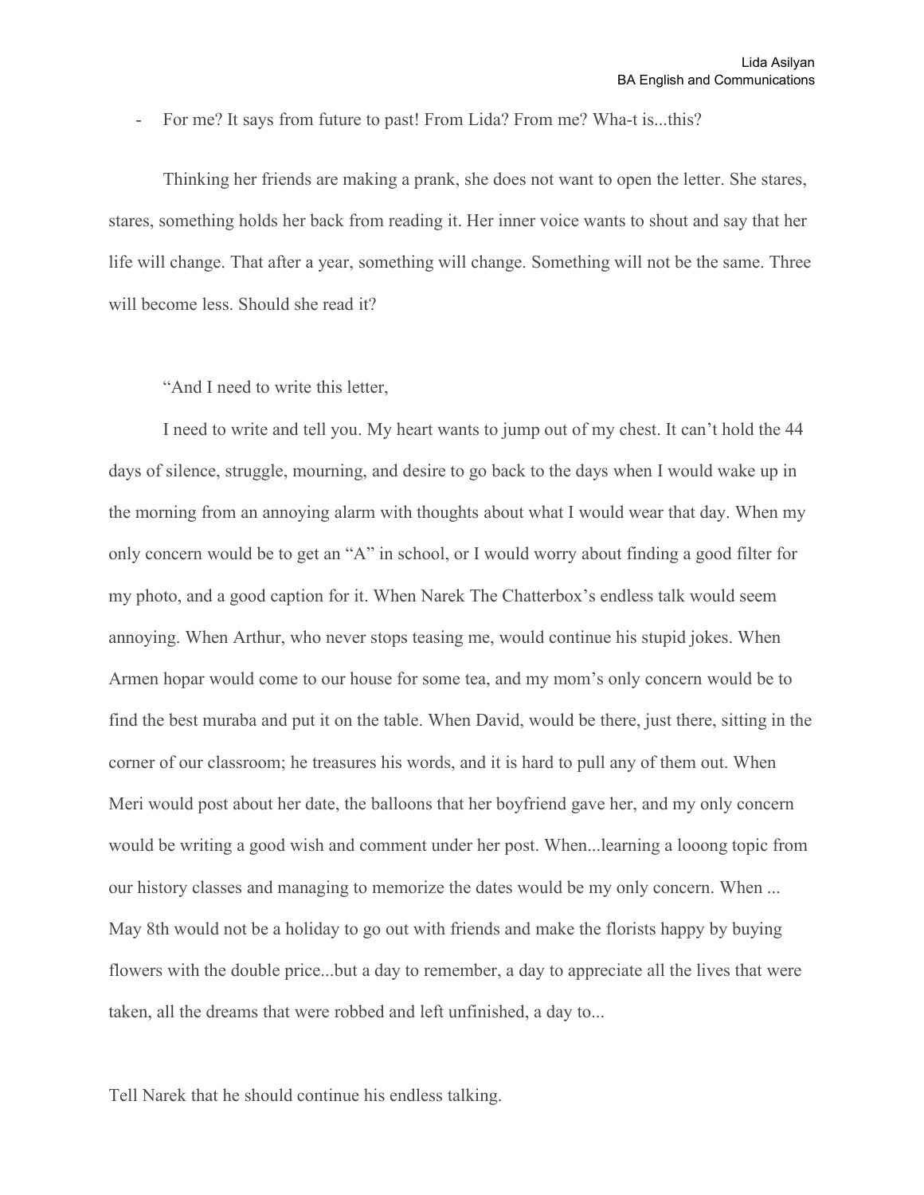- For me? It says from future to past! From Lida? From me? Wha-t is...this?

Thinking her friends are making a prank, she does not want to open the letter. She stares, stares, something holds her back from reading it. Her inner voice wants to shout and say that her life will change. That after a year, something will change. Something will not be the same. Three will become less. Should she read it?

"And I need to write this letter,

I need to write and tell you. My heart wants to jump out of my chest. It can't hold the 44 days of silence, struggle, mourning, and desire to go back to the days when I would wake up in the morning from an annoying alarm with thoughts about what I would wear that day. When my only concern would be to get an "A" in school, or I would worry about finding a good filter for my photo, and a good caption for it. When Narek The Chatterbox's endless talk would seem annoying. When Arthur, who never stops teasing me, would continue his stupid jokes. When Armen hopar would come to our house for some tea, and my mom's only concern would be to find the best muraba and put it on the table. When David, would be there, just there, sitting in the corner of our classroom; he treasures his words, and it is hard to pull any of them out. When Meri would post about her date, the balloons that her boyfriend gave her, and my only concern would be writing a good wish and comment under her post. When...learning a looong topic from our history classes and managing to memorize the dates would be my only concern. When ... May 8th would not be a holiday to go out with friends and make the florists happy by buying flowers with the double price...but a day to remember, a day to appreciate all the lives that were taken, all the dreams that were robbed and left unfinished, a day to...

Tell Narek that he should continue his endless talking.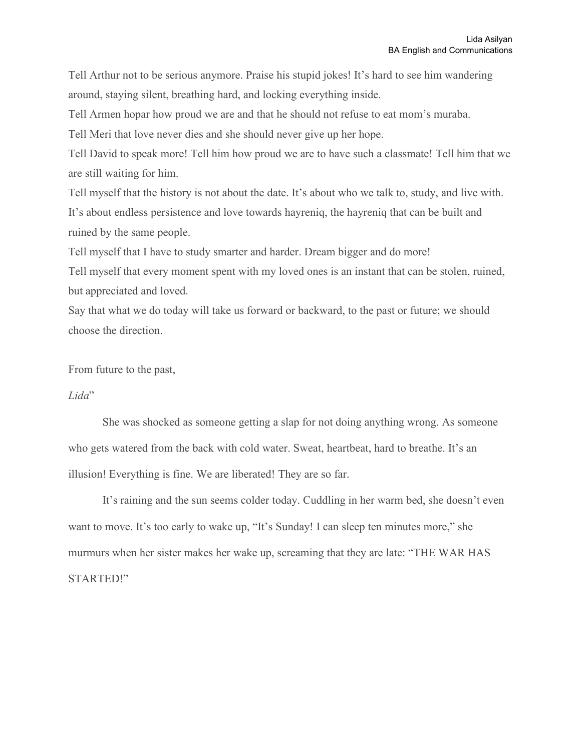Tell Arthur not to be serious anymore. Praise his stupid jokes! It's hard to see him wandering around, staying silent, breathing hard, and locking everything inside.

Tell Armen hopar how proud we are and that he should not refuse to eat mom's muraba.

Tell Meri that love never dies and she should never give up her hope.

Tell David to speak more! Tell him how proud we are to have such a classmate! Tell him that we are still waiting for him.

Tell myself that the history is not about the date. It's about who we talk to, study, and live with. It's about endless persistence and love towards hayreniq, the hayreniq that can be built and ruined by the same people.

Tell myself that I have to study smarter and harder. Dream bigger and do more!

Tell myself that every moment spent with my loved ones is an instant that can be stolen, ruined, but appreciated and loved.

Say that what we do today will take us forward or backward, to the past or future; we should choose the direction.

From future to the past,

*Lida*"

She was shocked as someone getting a slap for not doing anything wrong. As someone who gets watered from the back with cold water. Sweat, heartbeat, hard to breathe. It's an illusion! Everything is fine. We are liberated! They are so far.

It's raining and the sun seems colder today. Cuddling in her warm bed, she doesn't even want to move. It's too early to wake up, "It's Sunday! I can sleep ten minutes more," she murmurs when her sister makes her wake up, screaming that they are late: "THE WAR HAS STARTED!"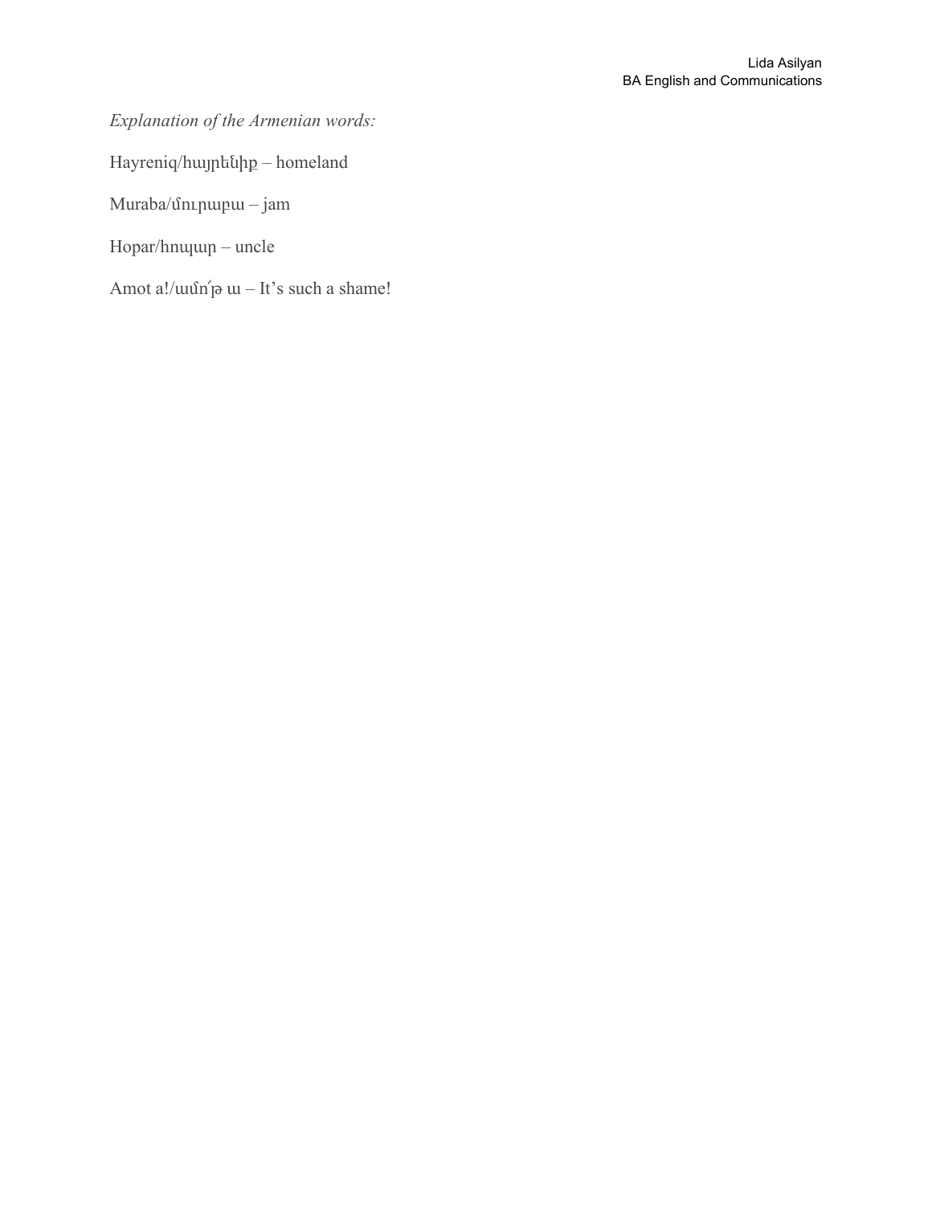*Explanation of the Armenian words:*

Hayreniq/հայրենիք – homeland

Muraba/մուրաբա – jam

Hopar/հոպար – uncle

Amot a!/ամո՛թ ա – It's such a shame!